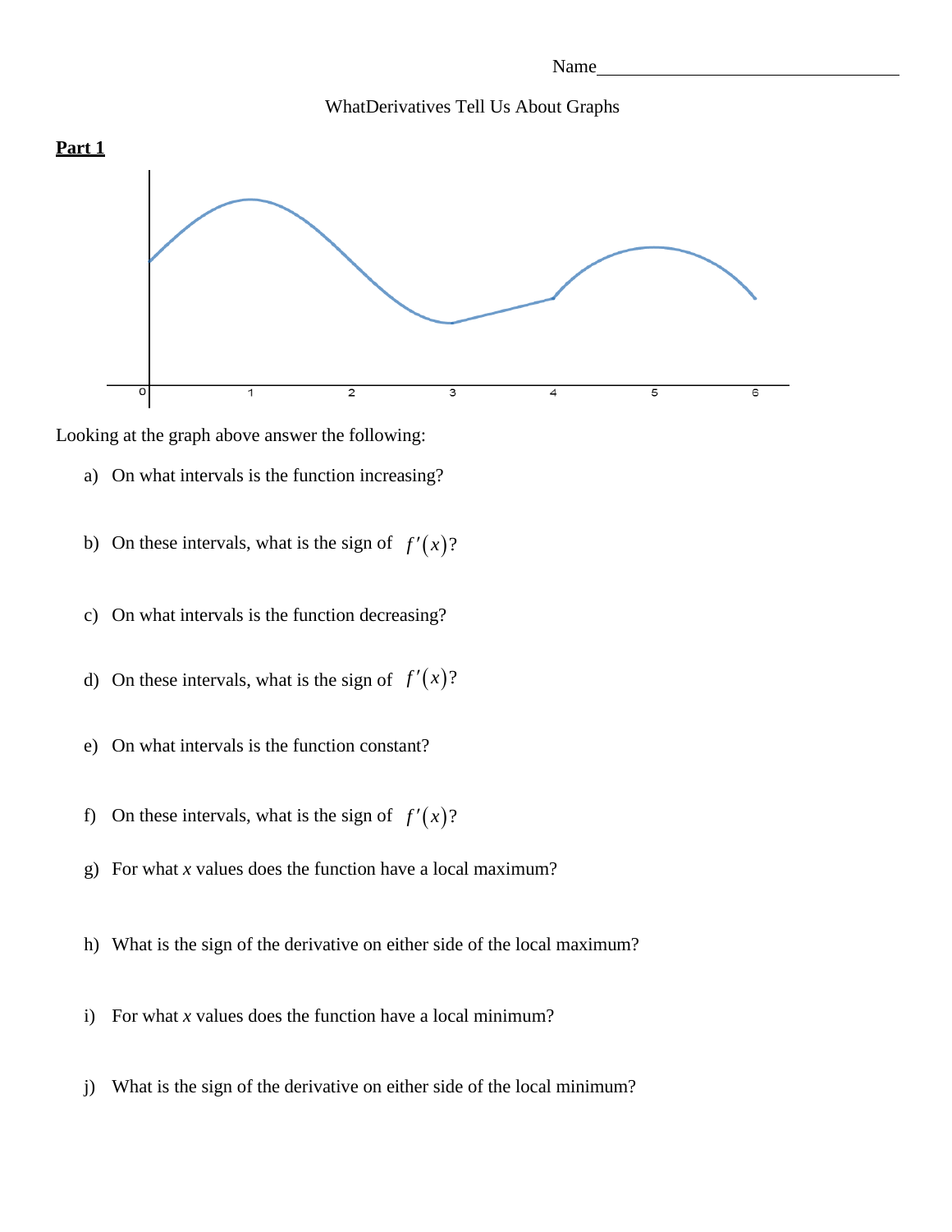Name________________________________

# WhatDerivatives Tell Us About Graphs

**Part 1**

Looking at the graph above answer the following:

a) On what intervals is the function increasing?

b) On these intervals, what is the sign of $f'(x)$?

c) On what intervals is the function decreasing?

d) On these intervals, what is the sign of $f'(x)$?

e) On what intervals is the function constant?

f) On these intervals, what is the sign of $f'(x)$?

g) For what *x* values does the function have a local maximum?

h) What is the sign of the derivative on either side of the local maximum?

i) For what *x* values does the function have a local minimum?

j) What is the sign of the derivative on either side of the local minimum?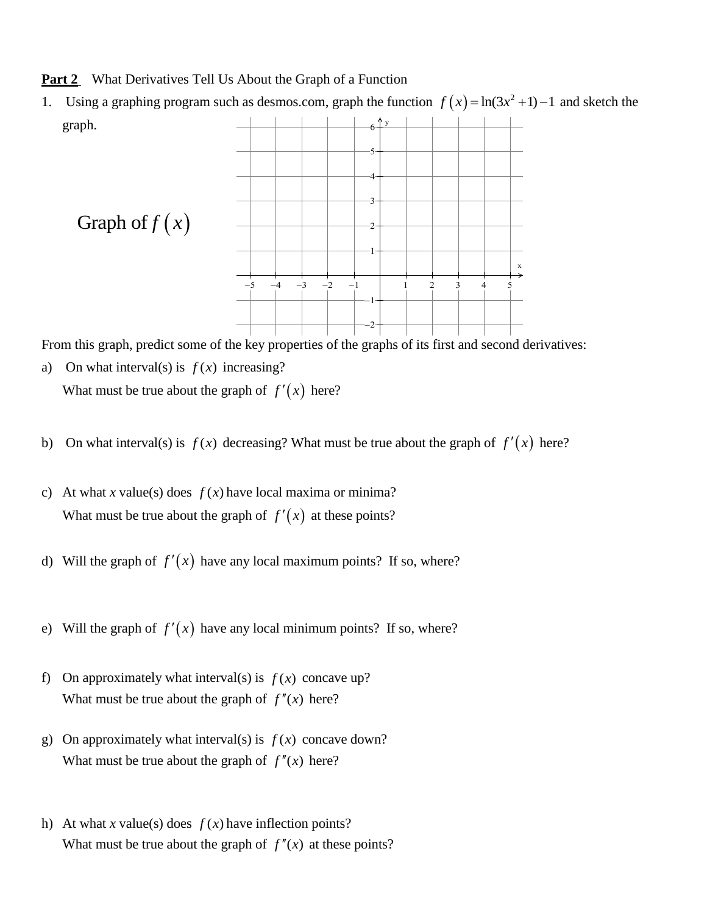**Part 2** What Derivatives Tell Us About the Graph of a Function

1. Using a graphing program such as desmos.com, graph the function $f(x) = \ln(3x^2 + 1) - 1$ and sketch the graph.

Graph of $f(x)$

From this graph, predict some of the key properties of the graphs of its first and second derivatives:

a) On what interval(s) is $f(x)$ increasing?
   What must be true about the graph of $f'(x)$ here?

b) On what interval(s) is $f(x)$ decreasing? What must be true about the graph of $f'(x)$ here?

c) At what $x$ value(s) does $f(x)$ have local maxima or minima?
   What must be true about the graph of $f'(x)$ at these points?

d) Will the graph of $f'(x)$ have any local maximum points? If so, where?

e) Will the graph of $f'(x)$ have any local minimum points? If so, where?

f) On approximately what interval(s) is $f(x)$ concave up?
   What must be true about the graph of $f''(x)$ here?

g) On approximately what interval(s) is $f(x)$ concave down?
   What must be true about the graph of $f''(x)$ here?

h) At what $x$ value(s) does $f(x)$ have inflection points?
   What must be true about the graph of $f''(x)$ at these points?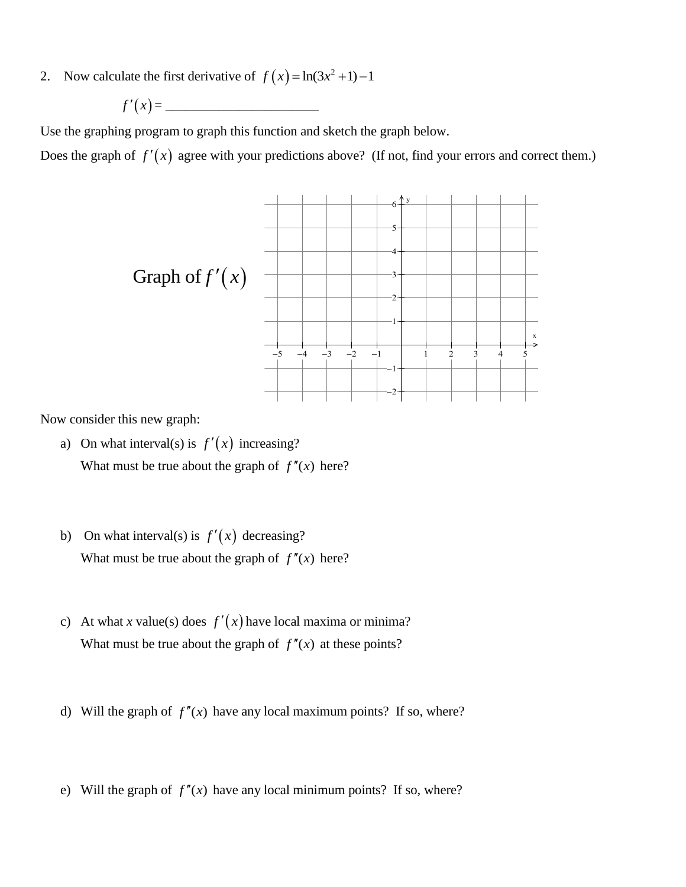2. Now calculate the first derivative of $f(x) = \ln(3x^2 + 1) - 1$

$f'(x) =$ ______________________

Use the graphing program to graph this function and sketch the graph below.

Does the graph of $f'(x)$ agree with your predictions above? (If not, find your errors and correct them.)

Graph of $f'(x)$

Now consider this new graph:

a) On what interval(s) is $f'(x)$ increasing?

   What must be true about the graph of $f''(x)$ here?

b) On what interval(s) is $f'(x)$ decreasing?

   What must be true about the graph of $f''(x)$ here?

c) At what $x$ value(s) does $f'(x)$ have local maxima or minima?

   What must be true about the graph of $f''(x)$ at these points?

d) Will the graph of $f''(x)$ have any local maximum points? If so, where?

e) Will the graph of $f''(x)$ have any local minimum points? If so, where?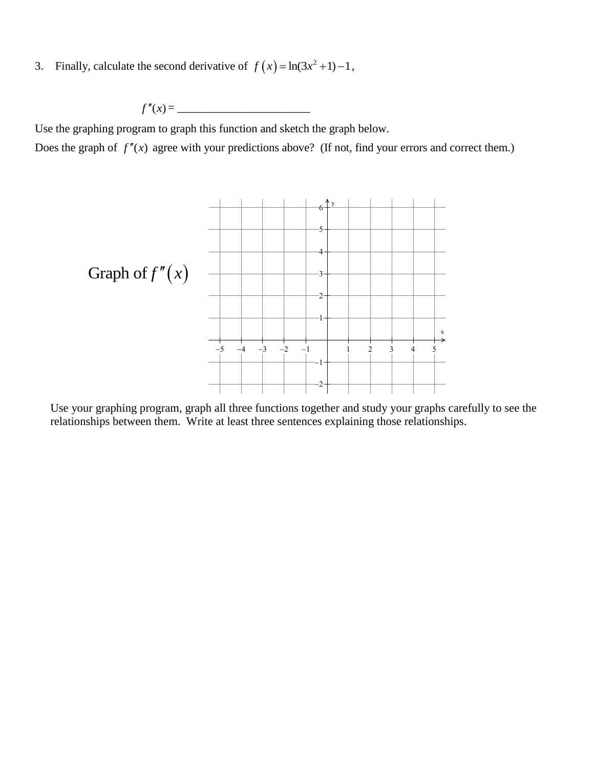3. Finally, calculate the second derivative of $f(x) = \ln(3x^2 + 1) - 1$,

$f''(x) =$ ______________________

Use the graphing program to graph this function and sketch the graph below.

Does the graph of $f''(x)$ agree with your predictions above? (If not, find your errors and correct them.)

Graph of $f''(x)$

Use your graphing program, graph all three functions together and study your graphs carefully to see the relationships between them. Write at least three sentences explaining those relationships.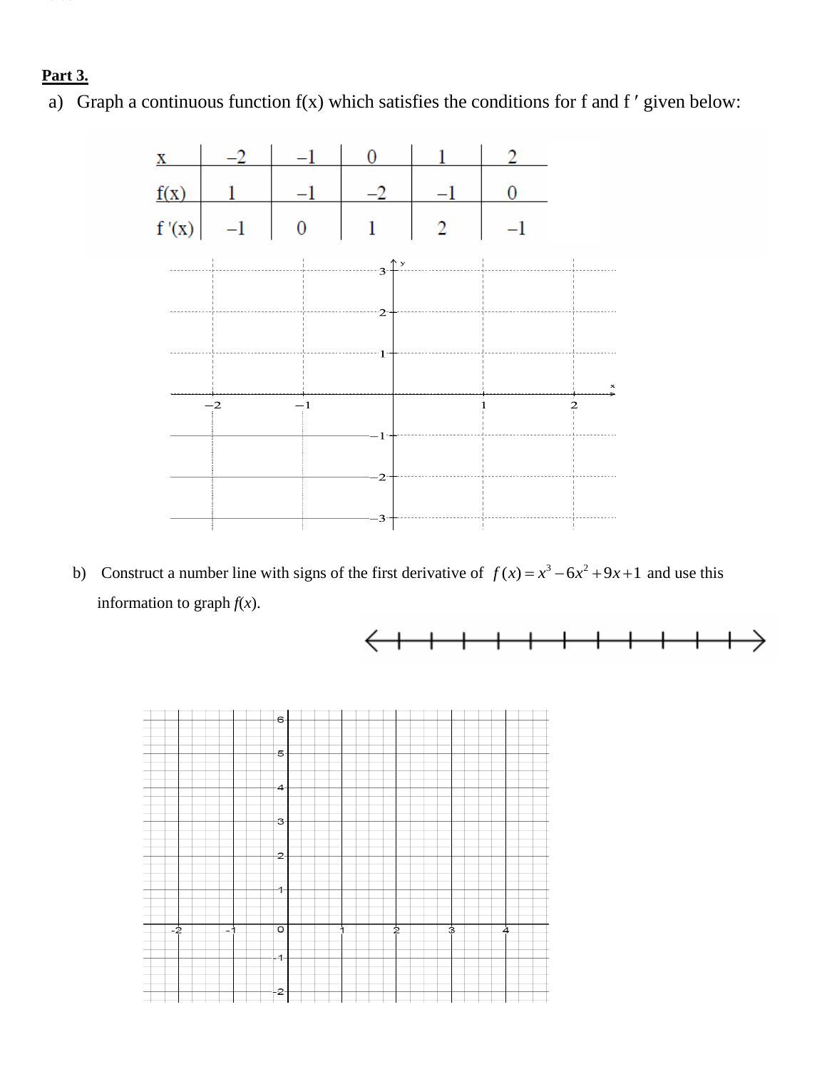**Part 3.**

a) Graph a continuous function f(x) which satisfies the conditions for f and f ′ given below:

| x | –2 | –1 | 0 | 1 | 2 |
|---|---|---|---|---|---|
| f(x) | 1 | –1 | –2 | –1 | 0 |
| f ′(x) | –1 | 0 | 1 | 2 | –1 |

b) Construct a number line with signs of the first derivative of $f(x) = x^3 - 6x^2 + 9x + 1$ and use this information to graph *f*(*x*).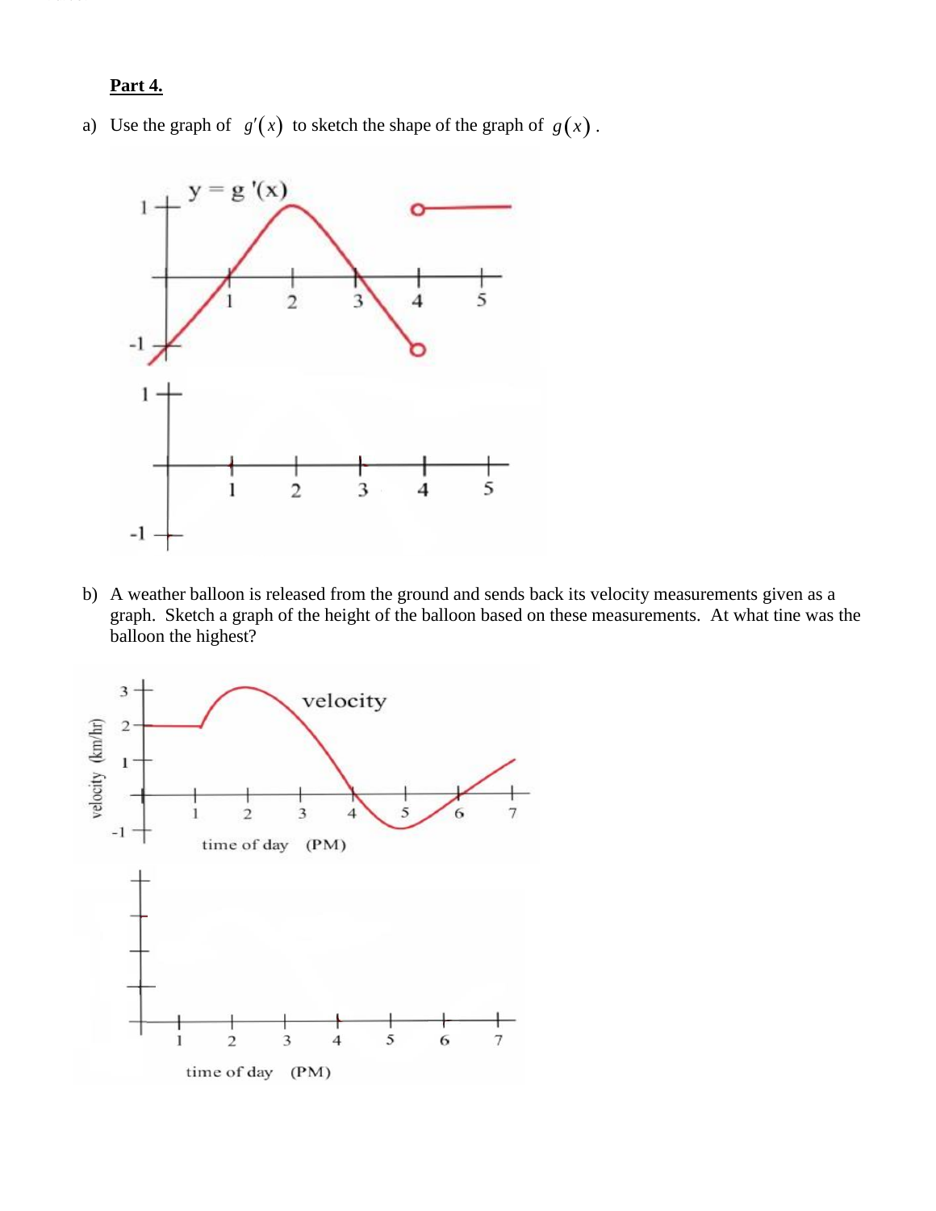**Part 4.**

a) Use the graph of $g'(x)$ to sketch the shape of the graph of $g(x)$.

b) A weather balloon is released from the ground and sends back its velocity measurements given as a graph. Sketch a graph of the height of the balloon based on these measurements. At what tine was the balloon the highest?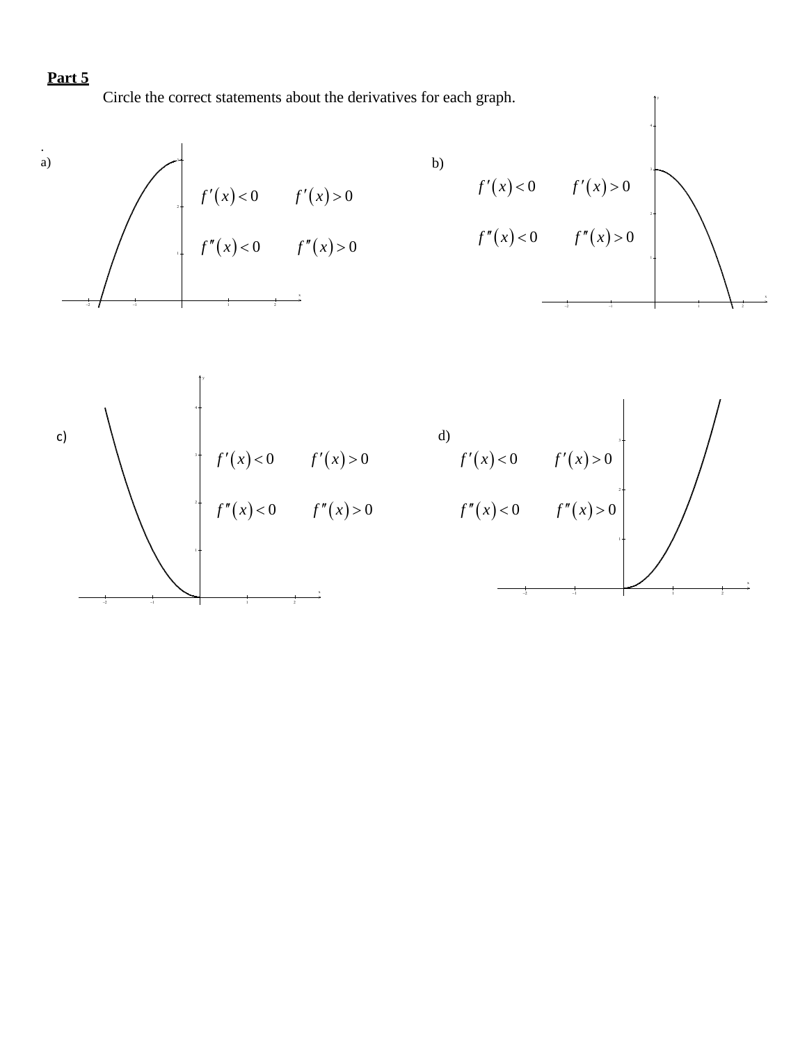**Part 5**

Circle the correct statements about the derivatives for each graph.

a)

$f'(x) < 0$ $f'(x) > 0$

$f''(x) < 0$ $f''(x) > 0$

b)

$f'(x) < 0$ $f'(x) > 0$

$f''(x) < 0$ $f''(x) > 0$

c)

$f'(x) < 0$ $f'(x) > 0$

$f''(x) < 0$ $f''(x) > 0$

d)

$f'(x) < 0$ $f'(x) > 0$

$f''(x) < 0$ $f''(x) > 0$